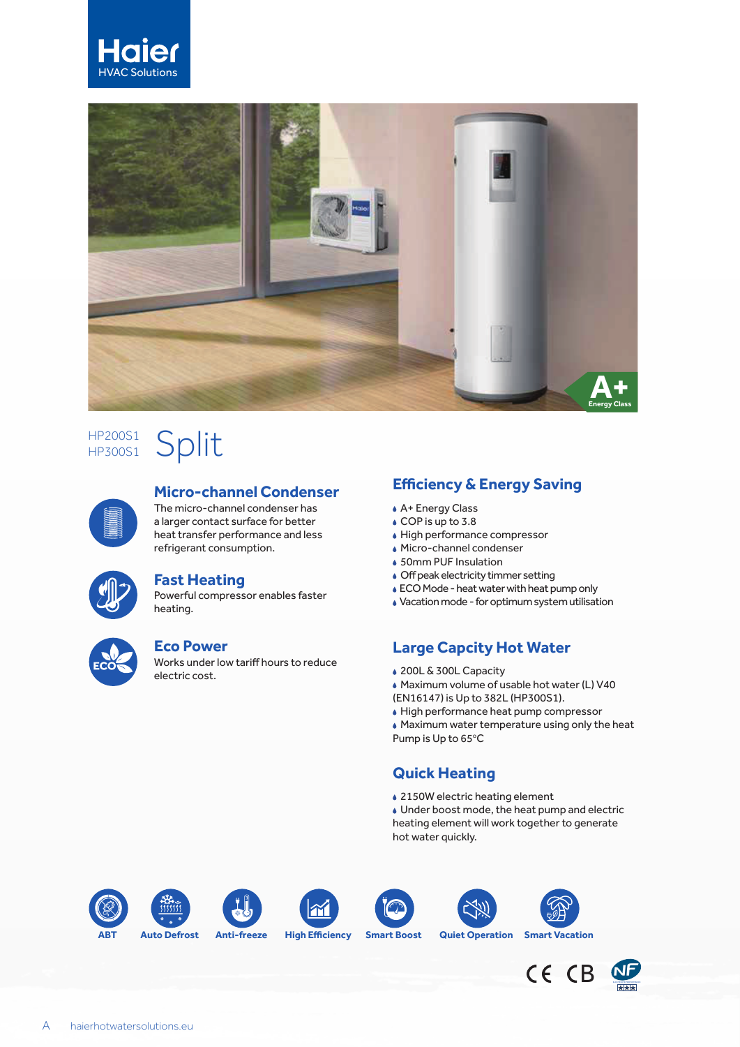Haier
HVAC Solutions

A+
Energy Class

HP200S1
HP300S1

# Split

## Micro-channel Condenser

The micro-channel condenser has a larger contact surface for better heat transfer performance and less refrigerant consumption.

## Fast Heating

Powerful compressor enables faster heating.

## Eco Power

Works under low tariff hours to reduce electric cost.

## Efficiency & Energy Saving

- A+ Energy Class
- COP is up to 3.8
- High performance compressor
- Micro-channel condenser
- 50mm PUF Insulation
- Off peak electricity timmer setting
- ECO Mode - heat water with heat pump only
- Vacation mode - for optimum system utilisation

## Large Capcity Hot Water

- 200L & 300L Capacity
- Maximum volume of usable hot water (L) V40 (EN16147) is Up to 382L (HP300S1).
- High performance heat pump compressor
- Maximum water temperature using only the heat Pump is Up to 65°C

## Quick Heating

- 2150W electric heating element
- Under boost mode, the heat pump and electric heating element will work together to generate hot water quickly.

ABT | Auto Defrost | Anti-freeze | High Efficiency | Smart Boost | Quiet Operation | Smart Vacation

CE CB NF

haierhotwatersolutions.eu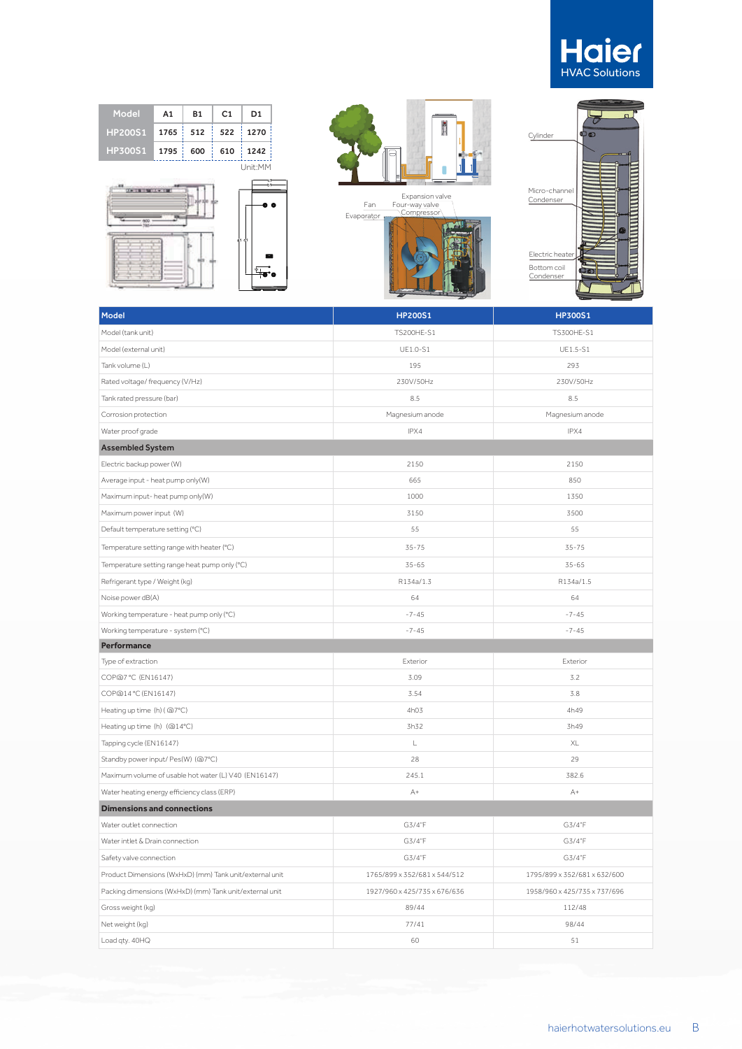| Model | A1 | B1 | C1 | D1 |
| --- | --- | --- | --- | --- |
| HP200S1 | 1765 | 512 | 522 | 1270 |
| HP300S1 | 1795 | 600 | 610 | 1242 |

Unit:MM

Expansion valve
Fan
Four-way valve
Compressor
Evaporator

Cylinder
Micro-channel Condenser
Electric heater
Bottom coil Condenser

| Model | HP200S1 | HP300S1 |
| --- | --- | --- |
| Model (tank unit) | TS200HE-S1 | TS300HE-S1 |
| Model (external unit) | UE1.0-S1 | UE1.5-S1 |
| Tank volume (L) | 195 | 293 |
| Rated voltage/ frequency (V/Hz) | 230V/50Hz | 230V/50Hz |
| Tank rated pressure (bar) | 8.5 | 8.5 |
| Corrosion protection | Magnesium anode | Magnesium anode |
| Water proof grade | IPX4 | IPX4 |
| **Assembled System** | | |
| Electric backup power (W) | 2150 | 2150 |
| Average input - heat pump only(W) | 665 | 850 |
| Maximum input- heat pump only(W) | 1000 | 1350 |
| Maximum power input (W) | 3150 | 3500 |
| Default temperature setting (°C) | 55 | 55 |
| Temperature setting range with heater (°C) | 35-75 | 35-75 |
| Temperature setting range heat pump only (°C) | 35-65 | 35-65 |
| Refrigerant type / Weight (kg) | R134a/1.3 | R134a/1.5 |
| Noise power dB(A) | 64 | 64 |
| Working temperature - heat pump only (°C) | -7-45 | -7-45 |
| Working temperature - system (°C) | -7-45 | -7-45 |
| **Performance** | | |
| Type of extraction | Exterior | Exterior |
| COP@7 °C (EN16147) | 3.09 | 3.2 |
| COP@14 °C (EN16147) | 3.54 | 3.8 |
| Heating up time (h) ( @7°C) | 4h03 | 4h49 |
| Heating up time (h) (@14°C) | 3h32 | 3h49 |
| Tapping cycle (EN16147) | L | XL |
| Standby power input/ Pes(W) (@7°C) | 28 | 29 |
| Maximum volume of usable hot water (L) V40 (EN16147) | 245.1 | 382.6 |
| Water heating energy efficiency class (ERP) | A+ | A+ |
| **Dimensions and connections** | | |
| Water outlet connection | G3/4"F | G3/4"F |
| Water intlet & Drain connection | G3/4"F | G3/4"F |
| Safety valve connection | G3/4"F | G3/4"F |
| Product Dimensions (WxHxD) (mm) Tank unit/external unit | 1765/899 x 352/681 x 544/512 | 1795/899 x 352/681 x 632/600 |
| Packing dimensions (WxHxD) (mm) Tank unit/external unit | 1927/960 x 425/735 x 676/636 | 1958/960 x 425/735 x 737/696 |
| Gross weight (kg) | 89/44 | 112/48 |
| Net weight (kg) | 77/41 | 98/44 |
| Load qty. 40HQ | 60 | 51 |

haierhotwatersolutions.eu